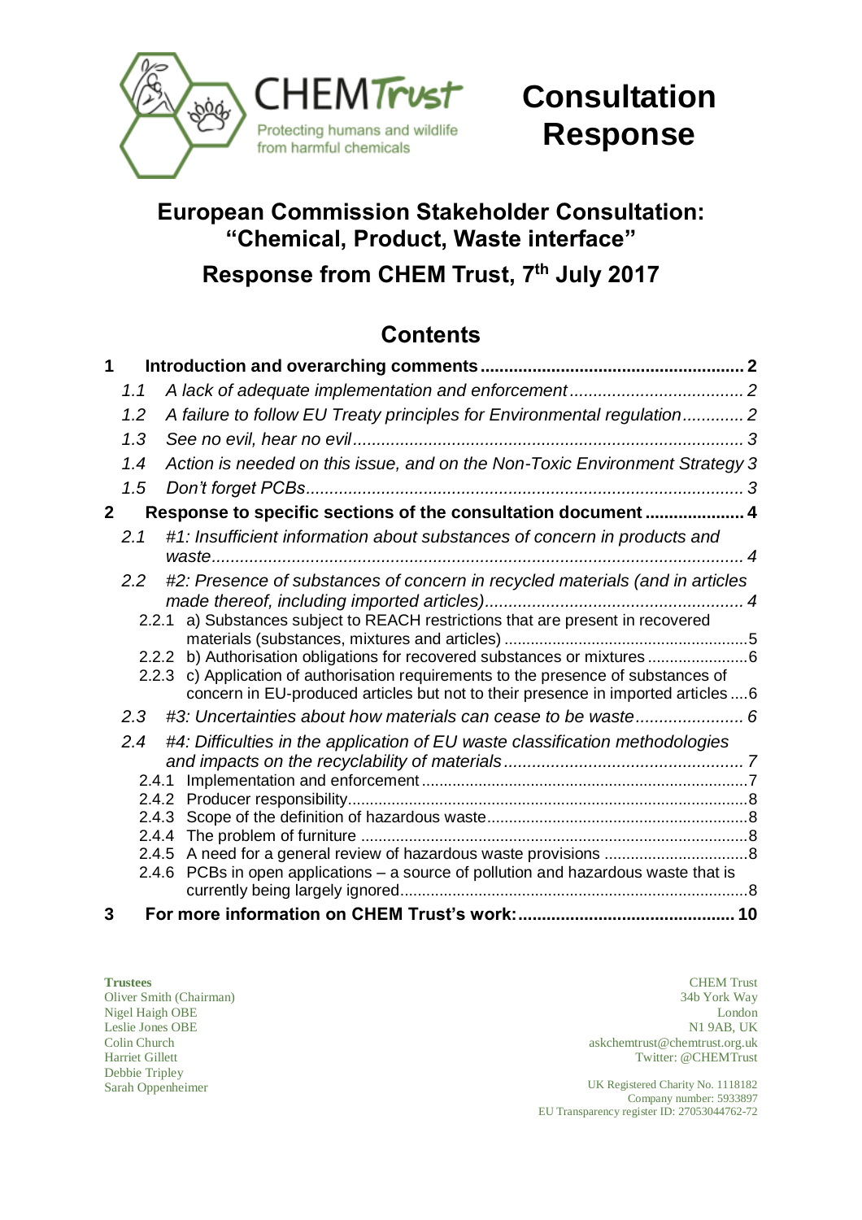CHEM Trust

Protecting humans and wildlife from harmful chemicals

# Consultation Response

## European Commission Stakeholder Consultation: "Chemical, Product, Waste interface"

## Response from CHEM Trust, 7th July 2017

## Contents

- **1 Introduction and overarching comments** ..... 2
  - *1.1 A lack of adequate implementation and enforcement* ..... 2
  - *1.2 A failure to follow EU Treaty principles for Environmental regulation* ..... 2
  - *1.3 See no evil, hear no evil* ..... 3
  - *1.4 Action is needed on this issue, and on the Non-Toxic Environment Strategy* 3
  - *1.5 Don't forget PCBs* ..... 3
- **2 Response to specific sections of the consultation document** ..... 4
  - *2.1 #1: Insufficient information about substances of concern in products and waste* ..... 4
  - *2.2 #2: Presence of substances of concern in recycled materials (and in articles made thereof, including imported articles)* ..... 4
    - 2.2.1 a) Substances subject to REACH restrictions that are present in recovered materials (substances, mixtures and articles) ..... 5
    - 2.2.2 b) Authorisation obligations for recovered substances or mixtures ..... 6
    - 2.2.3 c) Application of authorisation requirements to the presence of substances of concern in EU-produced articles but not to their presence in imported articles ..... 6
  - *2.3 #3: Uncertainties about how materials can cease to be waste* ..... 6
  - *2.4 #4: Difficulties in the application of EU waste classification methodologies and impacts on the recyclability of materials* ..... 7
    - 2.4.1 Implementation and enforcement ..... 7
    - 2.4.2 Producer responsibility ..... 8
    - 2.4.3 Scope of the definition of hazardous waste ..... 8
    - 2.4.4 The problem of furniture ..... 8
    - 2.4.5 A need for a general review of hazardous waste provisions ..... 8
    - 2.4.6 PCBs in open applications – a source of pollution and hazardous waste that is currently being largely ignored ..... 8
- **3 For more information on CHEM Trust's work:** ..... 10

**Trustees**
Oliver Smith (Chairman)
Nigel Haigh OBE
Leslie Jones OBE
Colin Church
Harriet Gillett
Debbie Tripley
Sarah Oppenheimer

CHEM Trust
34b York Way
London
N1 9AB, UK
askchemtrust@chemtrust.org.uk
Twitter: @CHEMTrust

UK Registered Charity No. 1118182
Company number: 5933897
EU Transparency register ID: 27053044762-72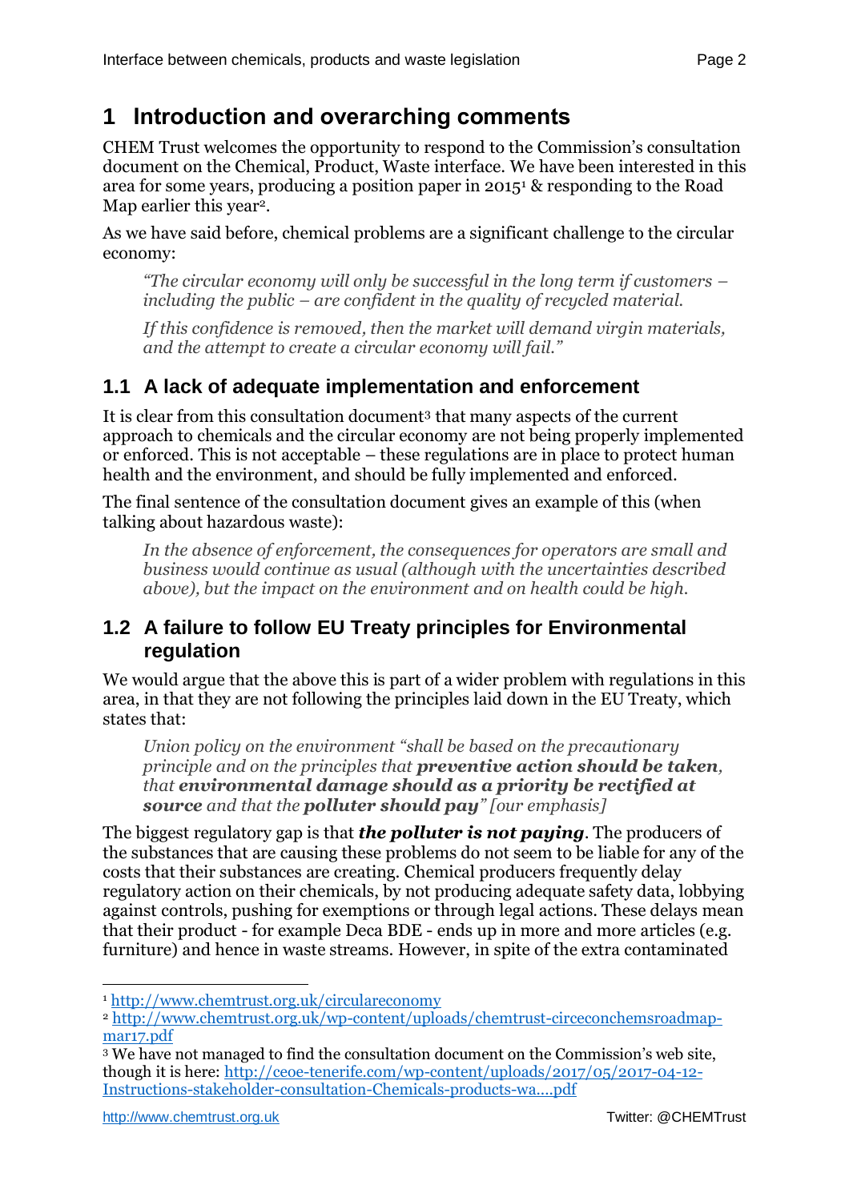# 1 Introduction and overarching comments

CHEM Trust welcomes the opportunity to respond to the Commission's consultation document on the Chemical, Product, Waste interface. We have been interested in this area for some years, producing a position paper in 2015[1] & responding to the Road Map earlier this year[2].

As we have said before, chemical problems are a significant challenge to the circular economy:

> *"The circular economy will only be successful in the long term if customers – including the public – are confident in the quality of recycled material.*
>
> *If this confidence is removed, then the market will demand virgin materials, and the attempt to create a circular economy will fail."*

## 1.1 A lack of adequate implementation and enforcement

It is clear from this consultation document[3] that many aspects of the current approach to chemicals and the circular economy are not being properly implemented or enforced. This is not acceptable – these regulations are in place to protect human health and the environment, and should be fully implemented and enforced.

The final sentence of the consultation document gives an example of this (when talking about hazardous waste):

> *In the absence of enforcement, the consequences for operators are small and business would continue as usual (although with the uncertainties described above), but the impact on the environment and on health could be high.*

## 1.2 A failure to follow EU Treaty principles for Environmental regulation

We would argue that the above this is part of a wider problem with regulations in this area, in that they are not following the principles laid down in the EU Treaty, which states that:

> *Union policy on the environment "shall be based on the precautionary principle and on the principles that **preventive action should be taken**, that **environmental damage should as a priority be rectified at source** and that the **polluter should pay**" [our emphasis]*

The biggest regulatory gap is that ***the polluter is not paying***. The producers of the substances that are causing these problems do not seem to be liable for any of the costs that their substances are creating. Chemical producers frequently delay regulatory action on their chemicals, by not producing adequate safety data, lobbying against controls, pushing for exemptions or through legal actions. These delays mean that their product - for example Deca BDE - ends up in more and more articles (e.g. furniture) and hence in waste streams. However, in spite of the extra contaminated

---

[1] http://www.chemtrust.org.uk/circulareconomy

[2] http://www.chemtrust.org.uk/wp-content/uploads/chemtrust-circeconchemsroadmap-mar17.pdf

[3] We have not managed to find the consultation document on the Commission's web site, though it is here: http://ceoe-tenerife.com/wp-content/uploads/2017/05/2017-04-12-Instructions-stakeholder-consultation-Chemicals-products-wa....pdf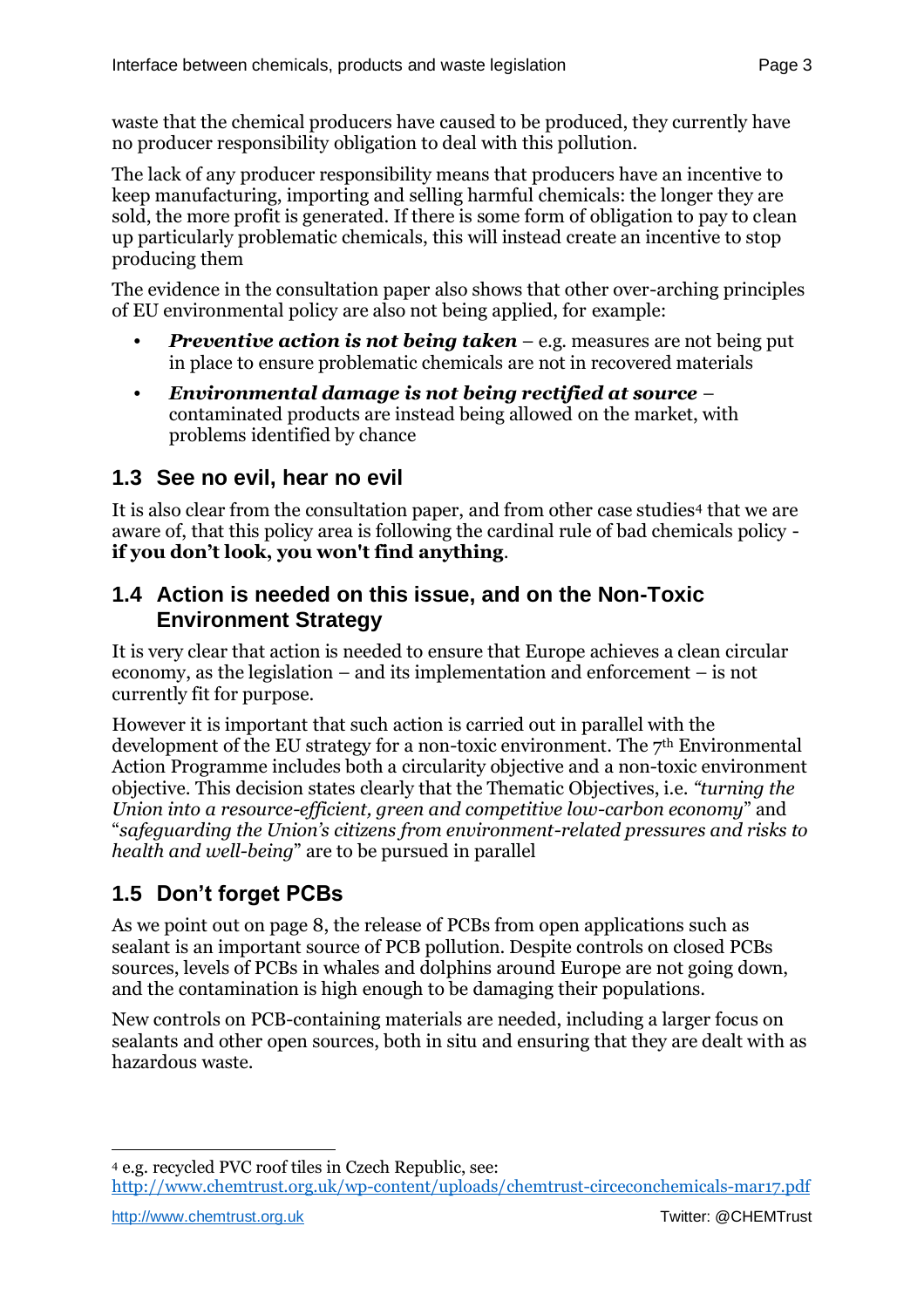waste that the chemical producers have caused to be produced, they currently have no producer responsibility obligation to deal with this pollution.

The lack of any producer responsibility means that producers have an incentive to keep manufacturing, importing and selling harmful chemicals: the longer they are sold, the more profit is generated. If there is some form of obligation to pay to clean up particularly problematic chemicals, this will instead create an incentive to stop producing them

The evidence in the consultation paper also shows that other over-arching principles of EU environmental policy are also not being applied, for example:

- ***Preventive action is not being taken*** – e.g. measures are not being put in place to ensure problematic chemicals are not in recovered materials
- ***Environmental damage is not being rectified at source*** – contaminated products are instead being allowed on the market, with problems identified by chance

## 1.3 See no evil, hear no evil

It is also clear from the consultation paper, and from other case studies[4] that we are aware of, that this policy area is following the cardinal rule of bad chemicals policy - **if you don't look, you won't find anything**.

## 1.4 Action is needed on this issue, and on the Non-Toxic Environment Strategy

It is very clear that action is needed to ensure that Europe achieves a clean circular economy, as the legislation – and its implementation and enforcement – is not currently fit for purpose.

However it is important that such action is carried out in parallel with the development of the EU strategy for a non-toxic environment. The 7th Environmental Action Programme includes both a circularity objective and a non-toxic environment objective. This decision states clearly that the Thematic Objectives, i.e. *"turning the Union into a resource-efficient, green and competitive low-carbon economy"* and "*safeguarding the Union's citizens from environment-related pressures and risks to health and well-being*" are to be pursued in parallel

## 1.5 Don't forget PCBs

As we point out on page 8, the release of PCBs from open applications such as sealant is an important source of PCB pollution. Despite controls on closed PCBs sources, levels of PCBs in whales and dolphins around Europe are not going down, and the contamination is high enough to be damaging their populations.

New controls on PCB-containing materials are needed, including a larger focus on sealants and other open sources, both in situ and ensuring that they are dealt with as hazardous waste.

---

[4] e.g. recycled PVC roof tiles in Czech Republic, see: http://www.chemtrust.org.uk/wp-content/uploads/chemtrust-circeconchemicals-mar17.pdf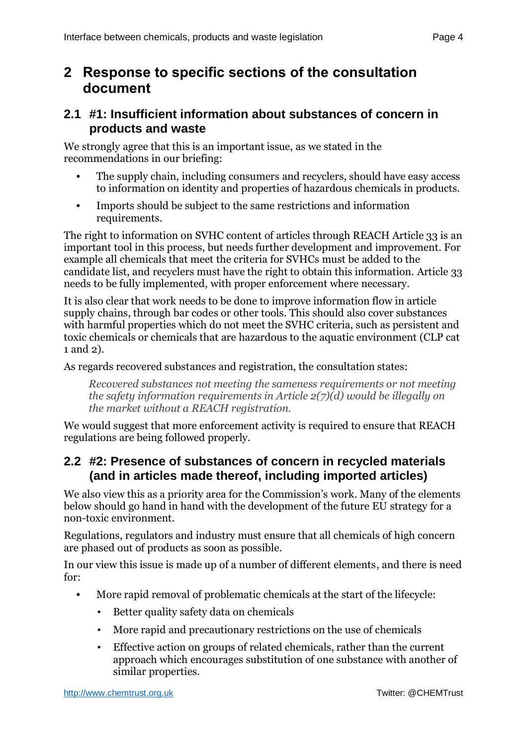# 2 Response to specific sections of the consultation document

## 2.1 #1: Insufficient information about substances of concern in products and waste

We strongly agree that this is an important issue, as we stated in the recommendations in our briefing:

- The supply chain, including consumers and recyclers, should have easy access to information on identity and properties of hazardous chemicals in products.
- Imports should be subject to the same restrictions and information requirements.

The right to information on SVHC content of articles through REACH Article 33 is an important tool in this process, but needs further development and improvement. For example all chemicals that meet the criteria for SVHCs must be added to the candidate list, and recyclers must have the right to obtain this information. Article 33 needs to be fully implemented, with proper enforcement where necessary.

It is also clear that work needs to be done to improve information flow in article supply chains, through bar codes or other tools. This should also cover substances with harmful properties which do not meet the SVHC criteria, such as persistent and toxic chemicals or chemicals that are hazardous to the aquatic environment (CLP cat 1 and 2).

As regards recovered substances and registration, the consultation states:

> *Recovered substances not meeting the sameness requirements or not meeting the safety information requirements in Article 2(7)(d) would be illegally on the market without a REACH registration.*

We would suggest that more enforcement activity is required to ensure that REACH regulations are being followed properly.

## 2.2 #2: Presence of substances of concern in recycled materials (and in articles made thereof, including imported articles)

We also view this as a priority area for the Commission's work. Many of the elements below should go hand in hand with the development of the future EU strategy for a non-toxic environment.

Regulations, regulators and industry must ensure that all chemicals of high concern are phased out of products as soon as possible.

In our view this issue is made up of a number of different elements, and there is need for:

- More rapid removal of problematic chemicals at the start of the lifecycle:
  - Better quality safety data on chemicals
  - More rapid and precautionary restrictions on the use of chemicals
  - Effective action on groups of related chemicals, rather than the current approach which encourages substitution of one substance with another of similar properties.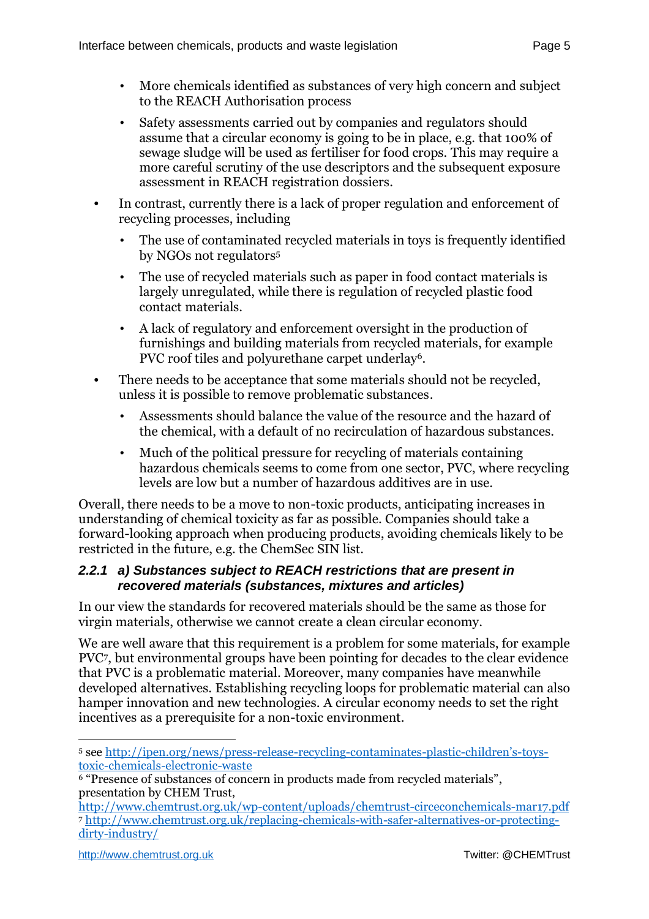- More chemicals identified as substances of very high concern and subject to the REACH Authorisation process
- Safety assessments carried out by companies and regulators should assume that a circular economy is going to be in place, e.g. that 100% of sewage sludge will be used as fertiliser for food crops. This may require a more careful scrutiny of the use descriptors and the subsequent exposure assessment in REACH registration dossiers.

- In contrast, currently there is a lack of proper regulation and enforcement of recycling processes, including
  - The use of contaminated recycled materials in toys is frequently identified by NGOs not regulators[5]
  - The use of recycled materials such as paper in food contact materials is largely unregulated, while there is regulation of recycled plastic food contact materials.
  - A lack of regulatory and enforcement oversight in the production of furnishings and building materials from recycled materials, for example PVC roof tiles and polyurethane carpet underlay[6].
- There needs to be acceptance that some materials should not be recycled, unless it is possible to remove problematic substances.
  - Assessments should balance the value of the resource and the hazard of the chemical, with a default of no recirculation of hazardous substances.
  - Much of the political pressure for recycling of materials containing hazardous chemicals seems to come from one sector, PVC, where recycling levels are low but a number of hazardous additives are in use.

Overall, there needs to be a move to non-toxic products, anticipating increases in understanding of chemical toxicity as far as possible. Companies should take a forward-looking approach when producing products, avoiding chemicals likely to be restricted in the future, e.g. the ChemSec SIN list.

### *2.2.1 a) Substances subject to REACH restrictions that are present in recovered materials (substances, mixtures and articles)*

In our view the standards for recovered materials should be the same as those for virgin materials, otherwise we cannot create a clean circular economy.

We are well aware that this requirement is a problem for some materials, for example PVC[7], but environmental groups have been pointing for decades to the clear evidence that PVC is a problematic material. Moreover, many companies have meanwhile developed alternatives. Establishing recycling loops for problematic material can also hamper innovation and new technologies. A circular economy needs to set the right incentives as a prerequisite for a non-toxic environment.

---

[5] see http://ipen.org/news/press-release-recycling-contaminates-plastic-children's-toys-toxic-chemicals-electronic-waste

[6] "Presence of substances of concern in products made from recycled materials", presentation by CHEM Trust, http://www.chemtrust.org.uk/wp-content/uploads/chemtrust-circeconchemicals-mar17.pdf

[7] http://www.chemtrust.org.uk/replacing-chemicals-with-safer-alternatives-or-protecting-dirty-industry/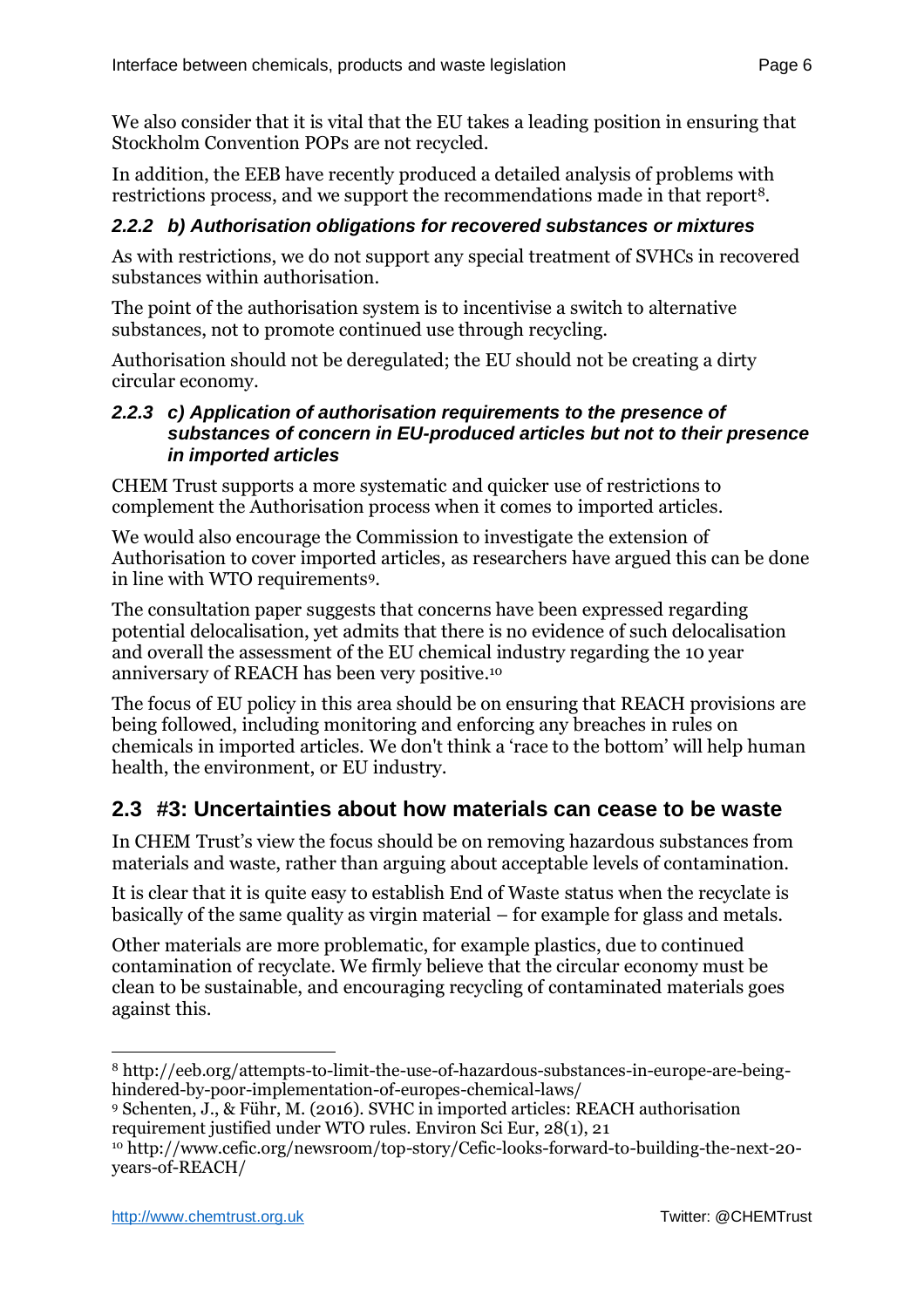We also consider that it is vital that the EU takes a leading position in ensuring that Stockholm Convention POPs are not recycled.

In addition, the EEB have recently produced a detailed analysis of problems with restrictions process, and we support the recommendations made in that report[8].

### 2.2.2 b) Authorisation obligations for recovered substances or mixtures

As with restrictions, we do not support any special treatment of SVHCs in recovered substances within authorisation.

The point of the authorisation system is to incentivise a switch to alternative substances, not to promote continued use through recycling.

Authorisation should not be deregulated; the EU should not be creating a dirty circular economy.

### 2.2.3 c) Application of authorisation requirements to the presence of substances of concern in EU-produced articles but not to their presence in imported articles

CHEM Trust supports a more systematic and quicker use of restrictions to complement the Authorisation process when it comes to imported articles.

We would also encourage the Commission to investigate the extension of Authorisation to cover imported articles, as researchers have argued this can be done in line with WTO requirements[9].

The consultation paper suggests that concerns have been expressed regarding potential delocalisation, yet admits that there is no evidence of such delocalisation and overall the assessment of the EU chemical industry regarding the 10 year anniversary of REACH has been very positive.[10]

The focus of EU policy in this area should be on ensuring that REACH provisions are being followed, including monitoring and enforcing any breaches in rules on chemicals in imported articles. We don't think a 'race to the bottom' will help human health, the environment, or EU industry.

## 2.3 #3: Uncertainties about how materials can cease to be waste

In CHEM Trust's view the focus should be on removing hazardous substances from materials and waste, rather than arguing about acceptable levels of contamination.

It is clear that it is quite easy to establish End of Waste status when the recyclate is basically of the same quality as virgin material – for example for glass and metals.

Other materials are more problematic, for example plastics, due to continued contamination of recyclate. We firmly believe that the circular economy must be clean to be sustainable, and encouraging recycling of contaminated materials goes against this.

---

[8] http://eeb.org/attempts-to-limit-the-use-of-hazardous-substances-in-europe-are-being-hindered-by-poor-implementation-of-europes-chemical-laws/

[9] Schenten, J., & Führ, M. (2016). SVHC in imported articles: REACH authorisation requirement justified under WTO rules. Environ Sci Eur, 28(1), 21

[10] http://www.cefic.org/newsroom/top-story/Cefic-looks-forward-to-building-the-next-20-years-of-REACH/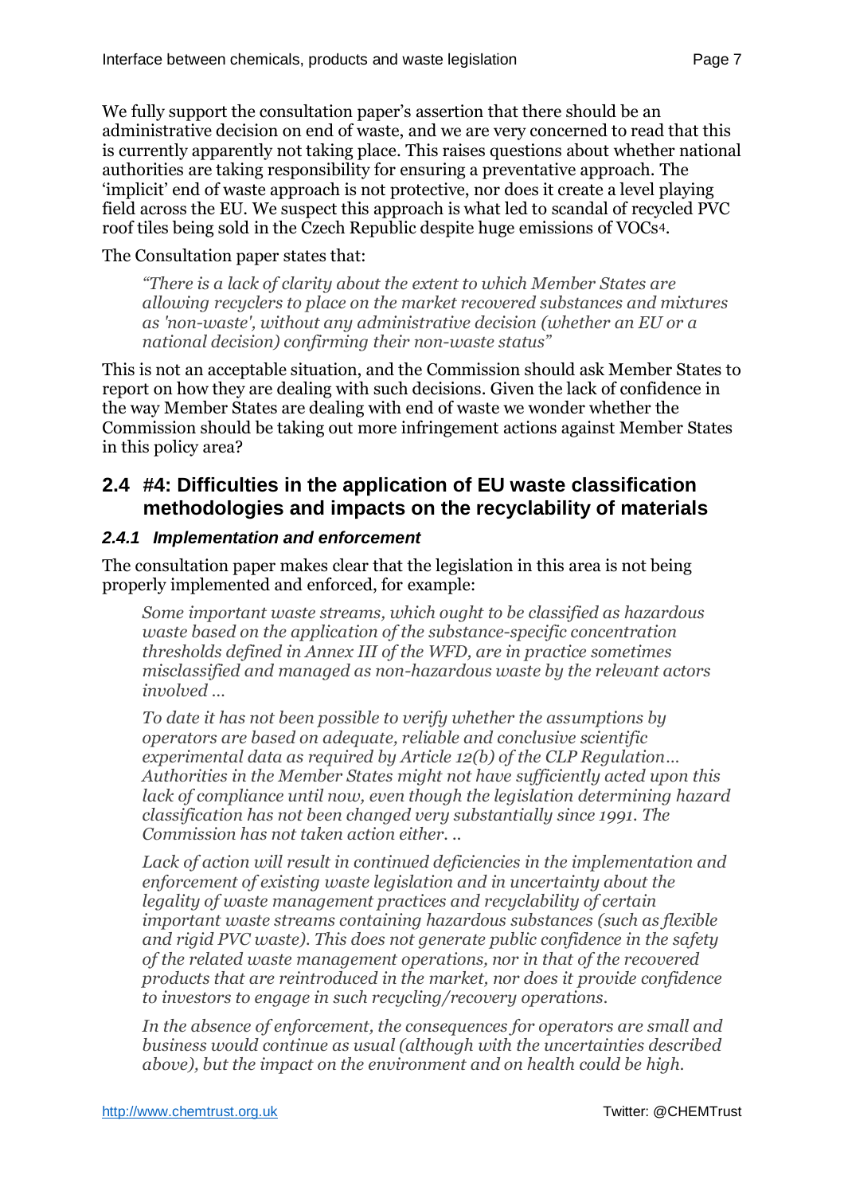We fully support the consultation paper's assertion that there should be an administrative decision on end of waste, and we are very concerned to read that this is currently apparently not taking place. This raises questions about whether national authorities are taking responsibility for ensuring a preventative approach. The 'implicit' end of waste approach is not protective, nor does it create a level playing field across the EU. We suspect this approach is what led to scandal of recycled PVC roof tiles being sold in the Czech Republic despite huge emissions of VOCs[4].

The Consultation paper states that:

> *"There is a lack of clarity about the extent to which Member States are allowing recyclers to place on the market recovered substances and mixtures as 'non-waste', without any administrative decision (whether an EU or a national decision) confirming their non-waste status"*

This is not an acceptable situation, and the Commission should ask Member States to report on how they are dealing with such decisions. Given the lack of confidence in the way Member States are dealing with end of waste we wonder whether the Commission should be taking out more infringement actions against Member States in this policy area?

## 2.4 #4: Difficulties in the application of EU waste classification methodologies and impacts on the recyclability of materials

### *2.4.1 Implementation and enforcement*

The consultation paper makes clear that the legislation in this area is not being properly implemented and enforced, for example:

> *Some important waste streams, which ought to be classified as hazardous waste based on the application of the substance-specific concentration thresholds defined in Annex III of the WFD, are in practice sometimes misclassified and managed as non-hazardous waste by the relevant actors involved …*
>
> *To date it has not been possible to verify whether the assumptions by operators are based on adequate, reliable and conclusive scientific experimental data as required by Article 12(b) of the CLP Regulation… Authorities in the Member States might not have sufficiently acted upon this lack of compliance until now, even though the legislation determining hazard classification has not been changed very substantially since 1991. The Commission has not taken action either. ..*
>
> *Lack of action will result in continued deficiencies in the implementation and enforcement of existing waste legislation and in uncertainty about the legality of waste management practices and recyclability of certain important waste streams containing hazardous substances (such as flexible and rigid PVC waste). This does not generate public confidence in the safety of the related waste management operations, nor in that of the recovered products that are reintroduced in the market, nor does it provide confidence to investors to engage in such recycling/recovery operations.*
>
> *In the absence of enforcement, the consequences for operators are small and business would continue as usual (although with the uncertainties described above), but the impact on the environment and on health could be high.*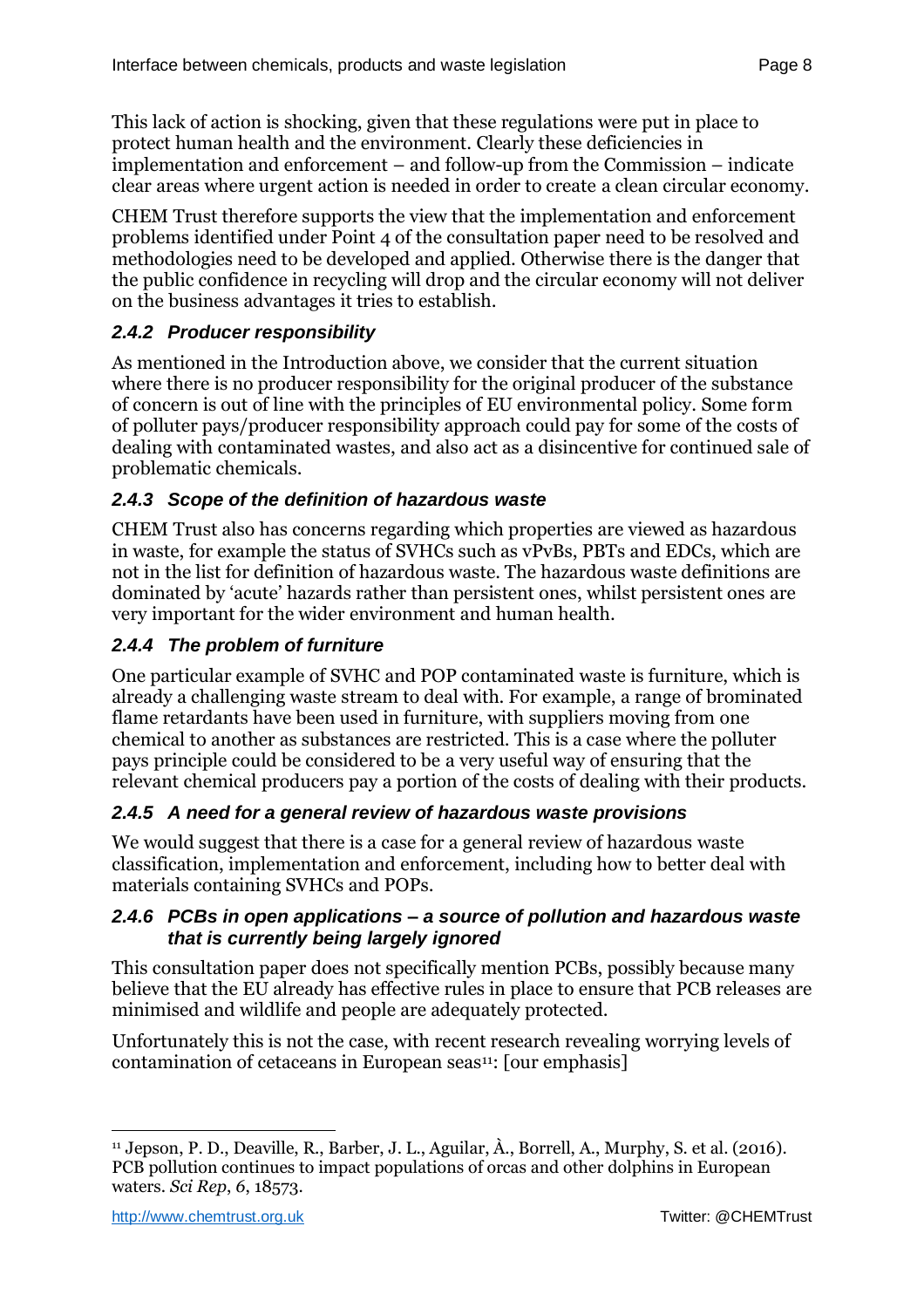This lack of action is shocking, given that these regulations were put in place to protect human health and the environment. Clearly these deficiencies in implementation and enforcement – and follow-up from the Commission – indicate clear areas where urgent action is needed in order to create a clean circular economy.

CHEM Trust therefore supports the view that the implementation and enforcement problems identified under Point 4 of the consultation paper need to be resolved and methodologies need to be developed and applied. Otherwise there is the danger that the public confidence in recycling will drop and the circular economy will not deliver on the business advantages it tries to establish.

### *2.4.2 Producer responsibility*

As mentioned in the Introduction above, we consider that the current situation where there is no producer responsibility for the original producer of the substance of concern is out of line with the principles of EU environmental policy. Some form of polluter pays/producer responsibility approach could pay for some of the costs of dealing with contaminated wastes, and also act as a disincentive for continued sale of problematic chemicals.

### *2.4.3 Scope of the definition of hazardous waste*

CHEM Trust also has concerns regarding which properties are viewed as hazardous in waste, for example the status of SVHCs such as vPvBs, PBTs and EDCs, which are not in the list for definition of hazardous waste. The hazardous waste definitions are dominated by 'acute' hazards rather than persistent ones, whilst persistent ones are very important for the wider environment and human health.

### *2.4.4 The problem of furniture*

One particular example of SVHC and POP contaminated waste is furniture, which is already a challenging waste stream to deal with. For example, a range of brominated flame retardants have been used in furniture, with suppliers moving from one chemical to another as substances are restricted. This is a case where the polluter pays principle could be considered to be a very useful way of ensuring that the relevant chemical producers pay a portion of the costs of dealing with their products.

### *2.4.5 A need for a general review of hazardous waste provisions*

We would suggest that there is a case for a general review of hazardous waste classification, implementation and enforcement, including how to better deal with materials containing SVHCs and POPs.

### *2.4.6 PCBs in open applications – a source of pollution and hazardous waste that is currently being largely ignored*

This consultation paper does not specifically mention PCBs, possibly because many believe that the EU already has effective rules in place to ensure that PCB releases are minimised and wildlife and people are adequately protected.

Unfortunately this is not the case, with recent research revealing worrying levels of contamination of cetaceans in European seas[11]: [our emphasis]

---

[11] Jepson, P. D., Deaville, R., Barber, J. L., Aguilar, À., Borrell, A., Murphy, S. et al. (2016). PCB pollution continues to impact populations of orcas and other dolphins in European waters. *Sci Rep*, *6*, 18573.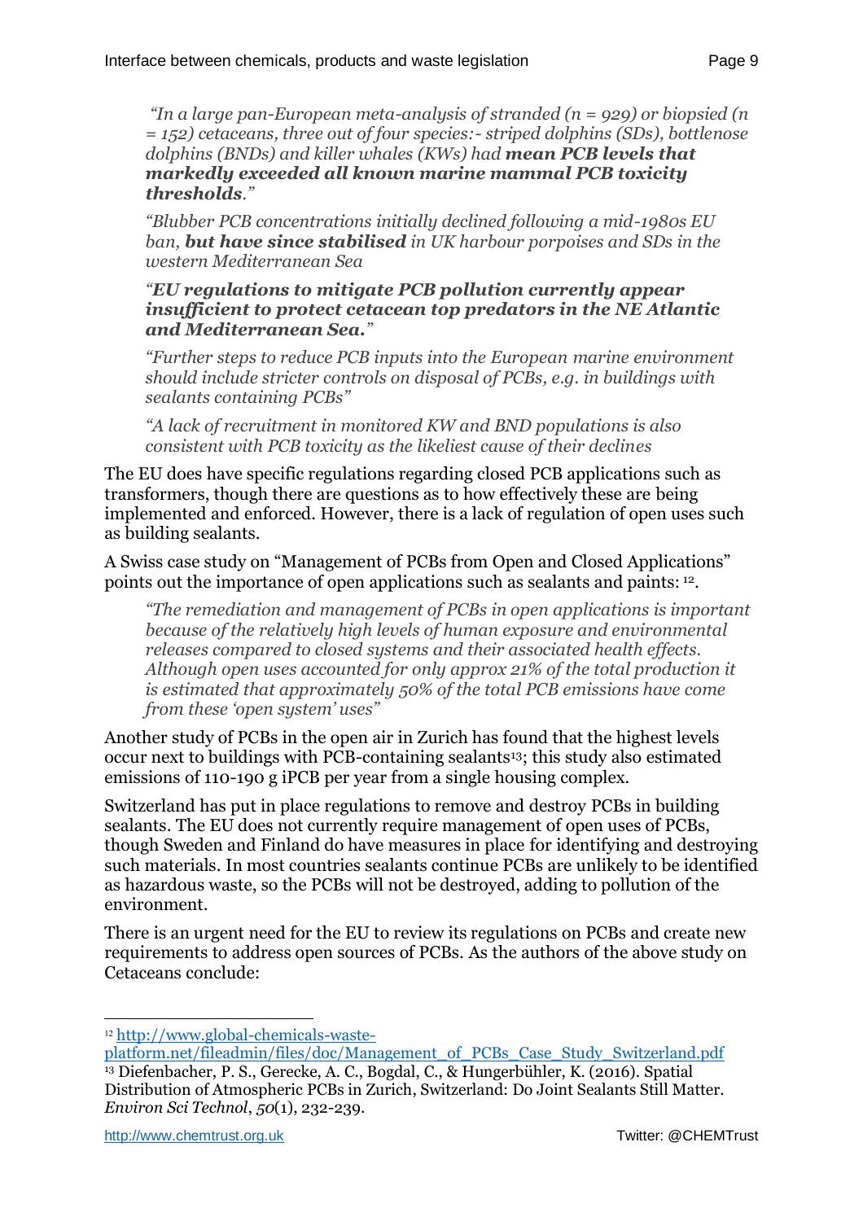*"In a large pan-European meta-analysis of stranded (n = 929) or biopsied (n = 152) cetaceans, three out of four species:- striped dolphins (SDs), bottlenose dolphins (BNDs) and killer whales (KWs) had **mean PCB levels that markedly exceeded all known marine mammal PCB toxicity thresholds**."*

*"Blubber PCB concentrations initially declined following a mid-1980s EU ban, **but have since stabilised** in UK harbour porpoises and SDs in the western Mediterranean Sea*

***"EU regulations to mitigate PCB pollution currently appear insufficient to protect cetacean top predators in the NE Atlantic and Mediterranean Sea."***

*"Further steps to reduce PCB inputs into the European marine environment should include stricter controls on disposal of PCBs, e.g. in buildings with sealants containing PCBs"*

*"A lack of recruitment in monitored KW and BND populations is also consistent with PCB toxicity as the likeliest cause of their declines*

The EU does have specific regulations regarding closed PCB applications such as transformers, though there are questions as to how effectively these are being implemented and enforced. However, there is a lack of regulation of open uses such as building sealants.

A Swiss case study on "Management of PCBs from Open and Closed Applications" points out the importance of open applications such as sealants and paints: [12].

*"The remediation and management of PCBs in open applications is important because of the relatively high levels of human exposure and environmental releases compared to closed systems and their associated health effects. Although open uses accounted for only approx 21% of the total production it is estimated that approximately 50% of the total PCB emissions have come from these 'open system' uses"*

Another study of PCBs in the open air in Zurich has found that the highest levels occur next to buildings with PCB-containing sealants[13]; this study also estimated emissions of 110-190 g iPCB per year from a single housing complex.

Switzerland has put in place regulations to remove and destroy PCBs in building sealants. The EU does not currently require management of open uses of PCBs, though Sweden and Finland do have measures in place for identifying and destroying such materials. In most countries sealants continue PCBs are unlikely to be identified as hazardous waste, so the PCBs will not be destroyed, adding to pollution of the environment.

There is an urgent need for the EU to review its regulations on PCBs and create new requirements to address open sources of PCBs. As the authors of the above study on Cetaceans conclude:

---

[12] http://www.global-chemicals-waste-platform.net/fileadmin/files/doc/Management_of_PCBs_Case_Study_Switzerland.pdf

[13] Diefenbacher, P. S., Gerecke, A. C., Bogdal, C., & Hungerbühler, K. (2016). Spatial Distribution of Atmospheric PCBs in Zurich, Switzerland: Do Joint Sealants Still Matter. *Environ Sci Technol*, *50*(1), 232-239.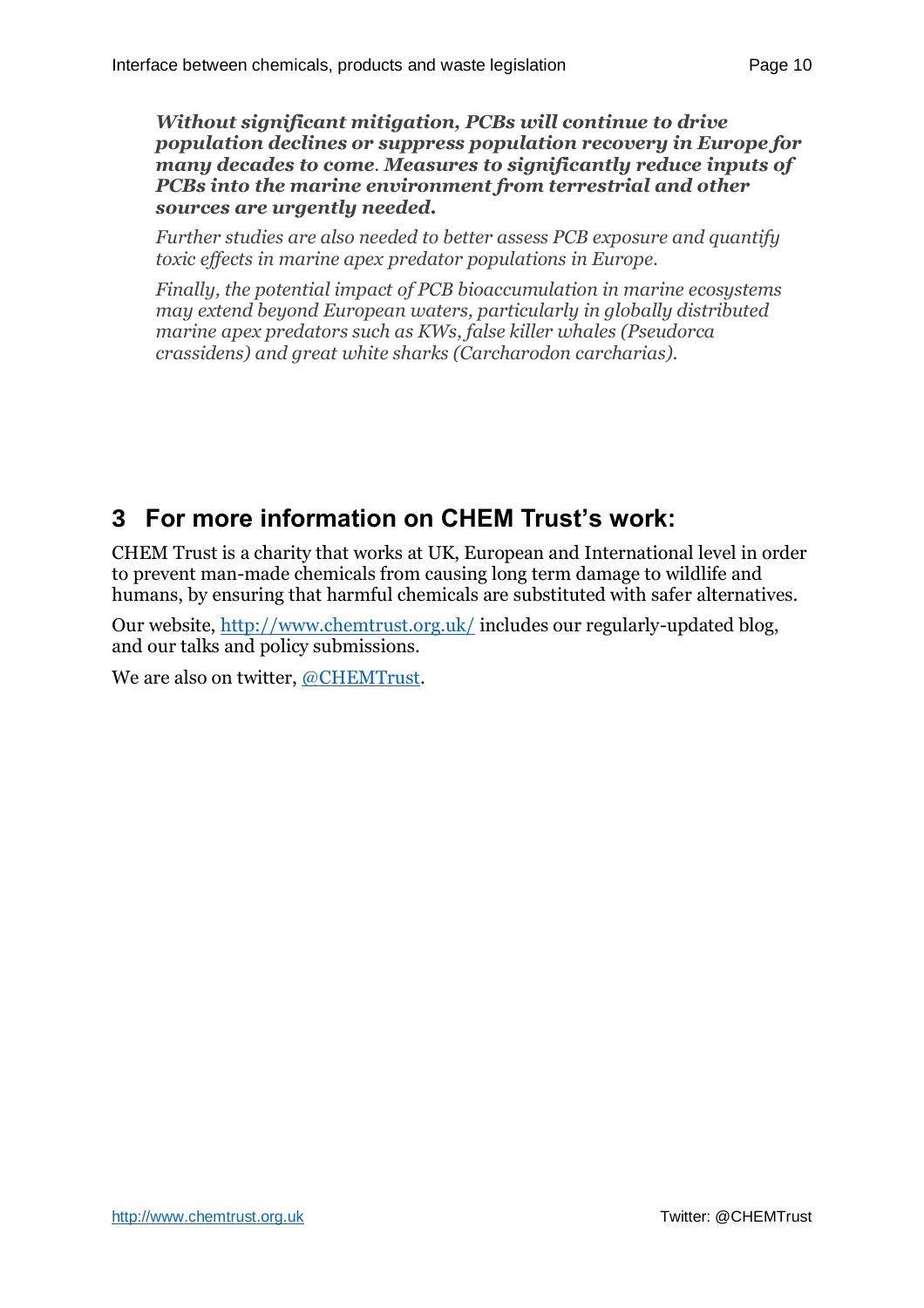***Without significant mitigation, PCBs will continue to drive population declines or suppress population recovery in Europe for many decades to come*. *Measures to significantly reduce inputs of PCBs into the marine environment from terrestrial and other sources are urgently needed.***

*Further studies are also needed to better assess PCB exposure and quantify toxic effects in marine apex predator populations in Europe.*

*Finally, the potential impact of PCB bioaccumulation in marine ecosystems may extend beyond European waters, particularly in globally distributed marine apex predators such as KWs, false killer whales (Pseudorca crassidens) and great white sharks (Carcharodon carcharias).*

## 3 For more information on CHEM Trust's work:

CHEM Trust is a charity that works at UK, European and International level in order to prevent man-made chemicals from causing long term damage to wildlife and humans, by ensuring that harmful chemicals are substituted with safer alternatives.

Our website, [http://www.chemtrust.org.uk/](http://www.chemtrust.org.uk/) includes our regularly-updated blog, and our talks and policy submissions.

We are also on twitter, [@CHEMTrust](https://twitter.com/CHEMTrust).